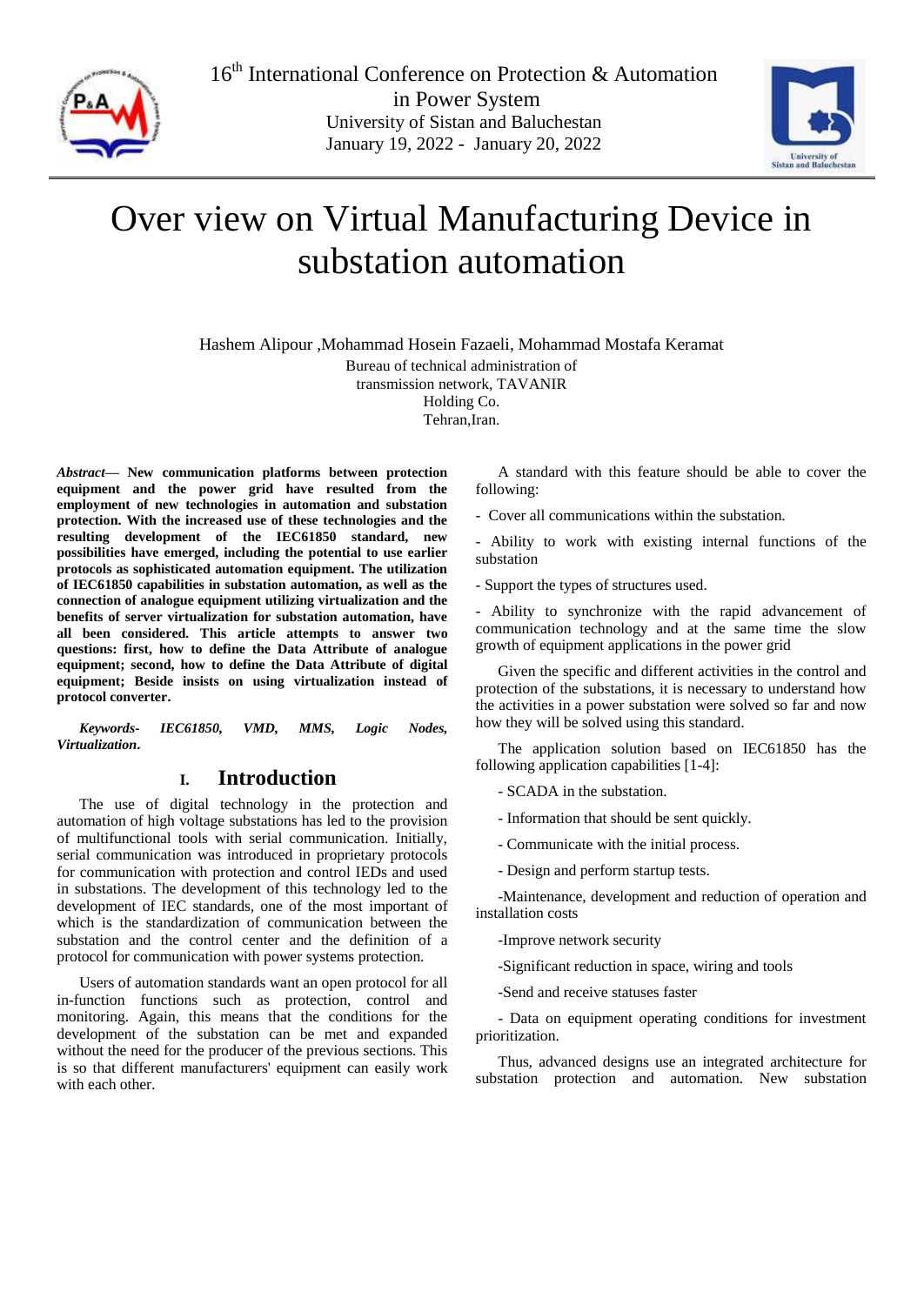# Over view on Virtual Manufacturing Device in substation automation

Hashem Alipour ,Mohammad Hosein Fazaeli, Mohammad Mostafa Keramat

Bureau of technical administration of transmission network, TAVANIR Holding Co.
Tehran,Iran.

***Abstract*— New communication platforms between protection equipment and the power grid have resulted from the employment of new technologies in automation and substation protection. With the increased use of these technologies and the resulting development of the IEC61850 standard, new possibilities have emerged, including the potential to use earlier protocols as sophisticated automation equipment. The utilization of IEC61850 capabilities in substation automation, as well as the connection of analogue equipment utilizing virtualization and the benefits of server virtualization for substation automation, have all been considered. This article attempts to answer two questions: first, how to define the Data Attribute of analogue equipment; second, how to define the Data Attribute of digital equipment; Beside insists on using virtualization instead of protocol converter.**

***Keywords- IEC61850, VMD, MMS, Logic Nodes, Virtualization.***

## I. Introduction

The use of digital technology in the protection and automation of high voltage substations has led to the provision of multifunctional tools with serial communication. Initially, serial communication was introduced in proprietary protocols for communication with protection and control IEDs and used in substations. The development of this technology led to the development of IEC standards, one of the most important of which is the standardization of communication between the substation and the control center and the definition of a protocol for communication with power systems protection.

Users of automation standards want an open protocol for all in-function functions such as protection, control and monitoring. Again, this means that the conditions for the development of the substation can be met and expanded without the need for the producer of the previous sections. This is so that different manufacturers' equipment can easily work with each other.

A standard with this feature should be able to cover the following:

- Cover all communications within the substation.
- Ability to work with existing internal functions of the substation
- Support the types of structures used.
- Ability to synchronize with the rapid advancement of communication technology and at the same time the slow growth of equipment applications in the power grid

Given the specific and different activities in the control and protection of the substations, it is necessary to understand how the activities in a power substation were solved so far and now how they will be solved using this standard.

The application solution based on IEC61850 has the following application capabilities [1-4]:

- SCADA in the substation.
- Information that should be sent quickly.
- Communicate with the initial process.
- Design and perform startup tests.
- Maintenance, development and reduction of operation and installation costs
- Improve network security
- Significant reduction in space, wiring and tools
- Send and receive statuses faster
- Data on equipment operating conditions for investment prioritization.

Thus, advanced designs use an integrated architecture for substation protection and automation. New substation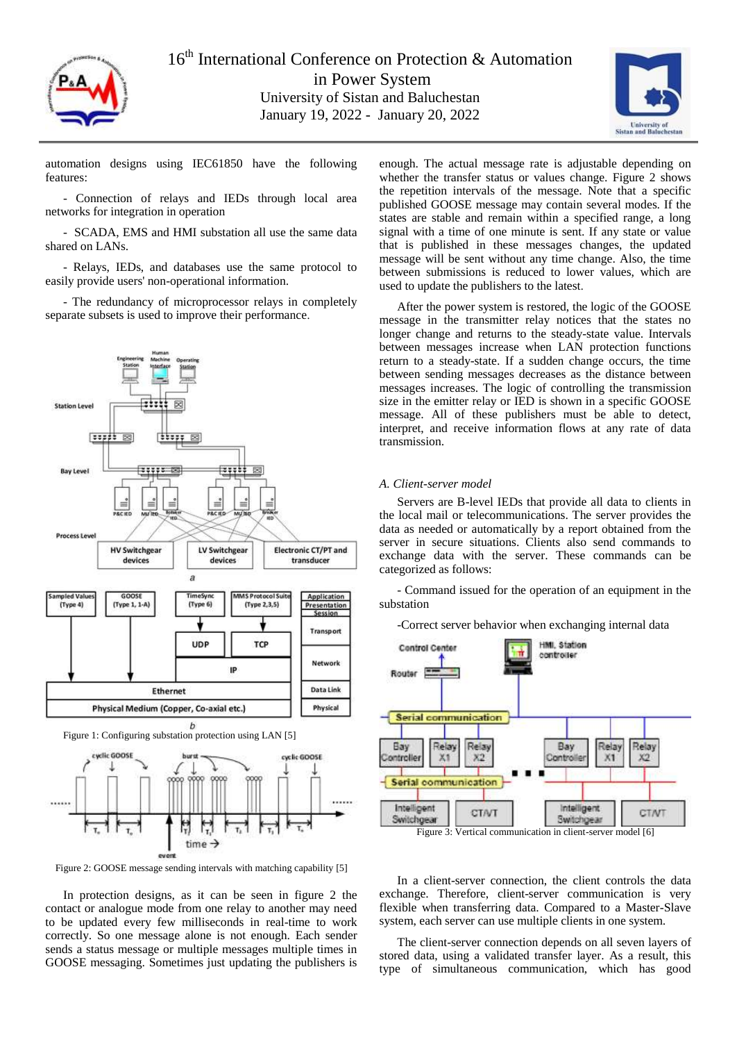automation designs using IEC61850 have the following features:

- Connection of relays and IEDs through local area networks for integration in operation

- SCADA, EMS and HMI substation all use the same data shared on LANs.

- Relays, IEDs, and databases use the same protocol to easily provide users' non-operational information.

- The redundancy of microprocessor relays in completely separate subsets is used to improve their performance.

Figure 1: Configuring substation protection using LAN [5]

Figure 2: GOOSE message sending intervals with matching capability [5]

In protection designs, as it can be seen in figure 2 the contact or analogue mode from one relay to another may need to be updated every few milliseconds in real-time to work correctly. So one message alone is not enough. Each sender sends a status message or multiple messages multiple times in GOOSE messaging. Sometimes just updating the publishers is enough. The actual message rate is adjustable depending on whether the transfer status or values change. Figure 2 shows the repetition intervals of the message. Note that a specific published GOOSE message may contain several modes. If the states are stable and remain within a specified range, a long signal with a time of one minute is sent. If any state or value that is published in these messages changes, the updated message will be sent without any time change. Also, the time between submissions is reduced to lower values, which are used to update the publishers to the latest.

After the power system is restored, the logic of the GOOSE message in the transmitter relay notices that the states no longer change and returns to the steady-state value. Intervals between messages increase when LAN protection functions return to a steady-state. If a sudden change occurs, the time between sending messages decreases as the distance between messages increases. The logic of controlling the transmission size in the emitter relay or IED is shown in a specific GOOSE message. All of these publishers must be able to detect, interpret, and receive information flows at any rate of data transmission.

### *A. Client-server model*

Servers are B-level IEDs that provide all data to clients in the local mail or telecommunications. The server provides the data as needed or automatically by a report obtained from the server in secure situations. Clients also send commands to exchange data with the server. These commands can be categorized as follows:

- Command issued for the operation of an equipment in the substation

-Correct server behavior when exchanging internal data

Figure 3: Vertical communication in client-server model [6]

In a client-server connection, the client controls the data exchange. Therefore, client-server communication is very flexible when transferring data. Compared to a Master-Slave system, each server can use multiple clients in one system.

The client-server connection depends on all seven layers of stored data, using a validated transfer layer. As a result, this type of simultaneous communication, which has good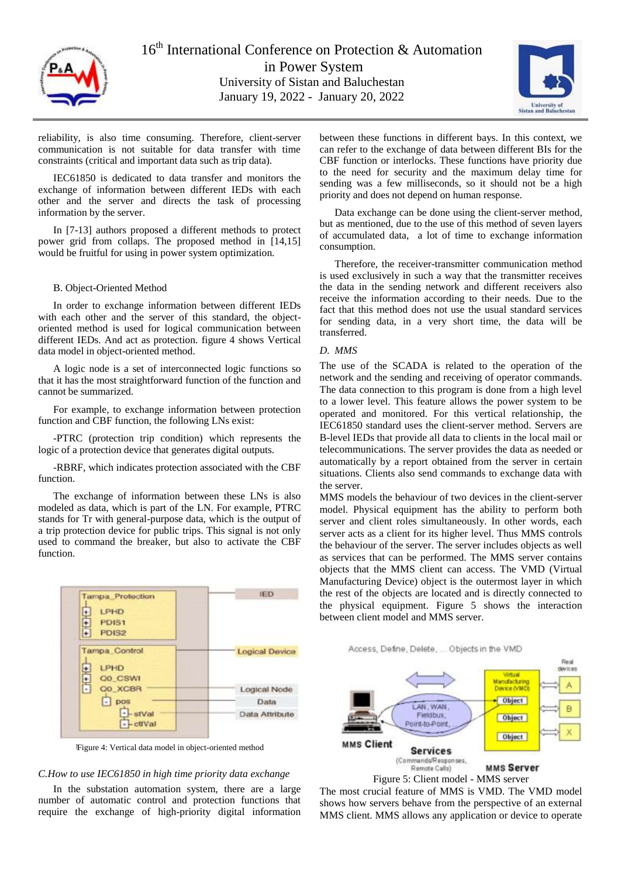reliability, is also time consuming. Therefore, client-server communication is not suitable for data transfer with time constraints (critical and important data such as trip data).

IEC61850 is dedicated to data transfer and monitors the exchange of information between different IEDs with each other and the server and directs the task of processing information by the server.

In [7-13] authors proposed a different methods to protect power grid from collaps. The proposed method in [14,15] would be fruitful for using in power system optimization.

### B. Object-Oriented Method

In order to exchange information between different IEDs with each other and the server of this standard, the object-oriented method is used for logical communication between different IEDs. And act as protection. figure 4 shows Vertical data model in object-oriented method.

A logic node is a set of interconnected logic functions so that it has the most straightforward function of the function and cannot be summarized.

For example, to exchange information between protection function and CBF function, the following LNs exist:

-PTRC (protection trip condition) which represents the logic of a protection device that generates digital outputs.

-RBRF, which indicates protection associated with the CBF function.

The exchange of information between these LNs is also modeled as data, which is part of the LN. For example, PTRC stands for Tr with general-purpose data, which is the output of a trip protection device for public trips. This signal is not only used to command the breaker, but also to activate the CBF function.

Figure 4: Vertical data model in object-oriented method

### C. How to use IEC61850 in high time priority data exchange

In the substation automation system, there are a large number of automatic control and protection functions that require the exchange of high-priority digital information between these functions in different bays. In this context, we can refer to the exchange of data between different BIs for the CBF function or interlocks. These functions have priority due to the need for security and the maximum delay time for sending was a few milliseconds, so it should not be a high priority and does not depend on human response.

Data exchange can be done using the client-server method, but as mentioned, due to the use of this method of seven layers of accumulated data, a lot of time to exchange information consumption.

Therefore, the receiver-transmitter communication method is used exclusively in such a way that the transmitter receives the data in the sending network and different receivers also receive the information according to their needs. Due to the fact that this method does not use the usual standard services for sending data, in a very short time, the data will be transferred.

### D. MMS

The use of the SCADA is related to the operation of the network and the sending and receiving of operator commands. The data connection to this program is done from a high level to a lower level. This feature allows the power system to be operated and monitored. For this vertical relationship, the IEC61850 standard uses the client-server method. Servers are B-level IEDs that provide all data to clients in the local mail or telecommunications. The server provides the data as needed or automatically by a report obtained from the server in certain situations. Clients also send commands to exchange data with the server.

MMS models the behaviour of two devices in the client-server model. Physical equipment has the ability to perform both server and client roles simultaneously. In other words, each server acts as a client for its higher level. Thus MMS controls the behaviour of the server. The server includes objects as well as services that can be performed. The MMS server contains objects that the MMS client can access. The VMD (Virtual Manufacturing Device) object is the outermost layer in which the rest of the objects are located and is directly connected to the physical equipment. Figure 5 shows the interaction between client model and MMS server.

Figure 5: Client model - MMS server

The most crucial feature of MMS is VMD. The VMD model shows how servers behave from the perspective of an external MMS client. MMS allows any application or device to operate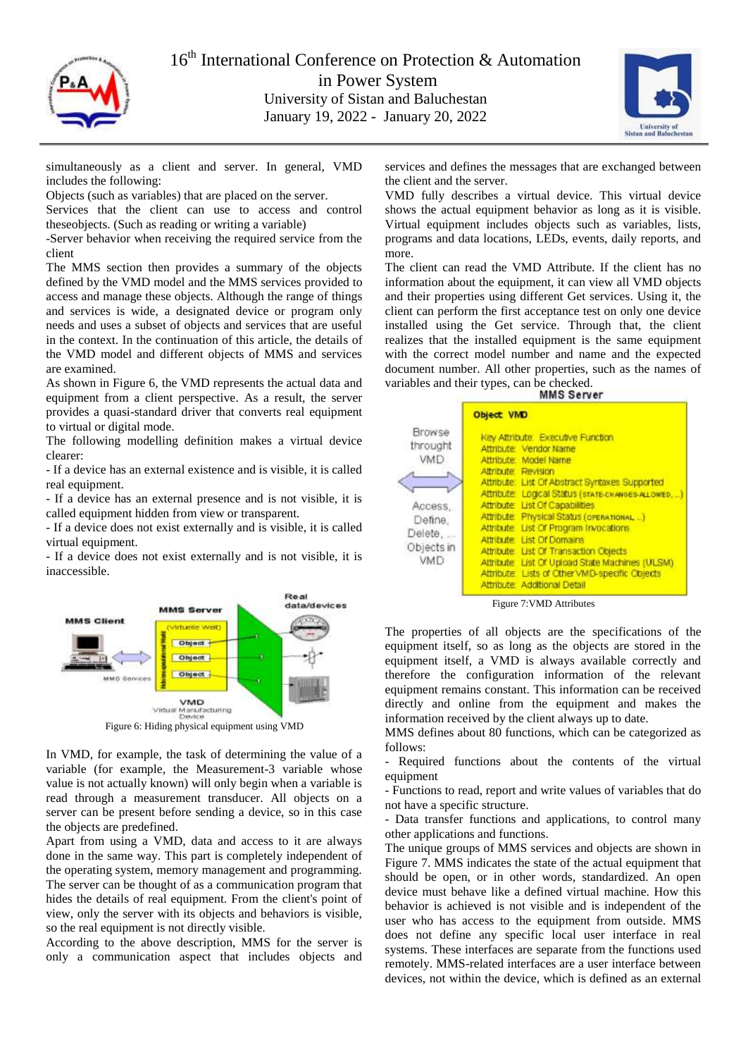simultaneously as a client and server. In general, VMD includes the following:

Objects (such as variables) that are placed on the server.

Services that the client can use to access and control theseobjects. (Such as reading or writing a variable)

-Server behavior when receiving the required service from the client

The MMS section then provides a summary of the objects defined by the VMD model and the MMS services provided to access and manage these objects. Although the range of things and services is wide, a designated device or program only needs and uses a subset of objects and services that are useful in the context. In the continuation of this article, the details of the VMD model and different objects of MMS and services are examined.

As shown in Figure 6, the VMD represents the actual data and equipment from a client perspective. As a result, the server provides a quasi-standard driver that converts real equipment to virtual or digital mode.

The following modelling definition makes a virtual device clearer:

- If a device has an external existence and is visible, it is called real equipment.
- If a device has an external presence and is not visible, it is called equipment hidden from view or transparent.
- If a device does not exist externally and is visible, it is called virtual equipment.
- If a device does not exist externally and is not visible, it is inaccessible.

Figure 6: Hiding physical equipment using VMD

In VMD, for example, the task of determining the value of a variable (for example, the Measurement-3 variable whose value is not actually known) will only begin when a variable is read through a measurement transducer. All objects on a server can be present before sending a device, so in this case the objects are predefined.

Apart from using a VMD, data and access to it are always done in the same way. This part is completely independent of the operating system, memory management and programming. The server can be thought of as a communication program that hides the details of real equipment. From the client's point of view, only the server with its objects and behaviors is visible, so the real equipment is not directly visible.

According to the above description, MMS for the server is only a communication aspect that includes objects and services and defines the messages that are exchanged between the client and the server.

VMD fully describes a virtual device. This virtual device shows the actual equipment behavior as long as it is visible. Virtual equipment includes objects such as variables, lists, programs and data locations, LEDs, events, daily reports, and more.

The client can read the VMD Attribute. If the client has no information about the equipment, it can view all VMD objects and their properties using different Get services. Using it, the client can perform the first acceptance test on only one device installed using the Get service. Through that, the client realizes that the installed equipment is the same equipment with the correct model number and name and the expected document number. All other properties, such as the names of variables and their types, can be checked.

Figure 7:VMD Attributes

The properties of all objects are the specifications of the equipment itself, so as long as the objects are stored in the equipment itself, a VMD is always available correctly and therefore the configuration information of the relevant equipment remains constant. This information can be received directly and online from the equipment and makes the information received by the client always up to date.

MMS defines about 80 functions, which can be categorized as follows:

- Required functions about the contents of the virtual equipment
- Functions to read, report and write values of variables that do not have a specific structure.
- Data transfer functions and applications, to control many other applications and functions.

The unique groups of MMS services and objects are shown in Figure 7. MMS indicates the state of the actual equipment that should be open, or in other words, standardized. An open device must behave like a defined virtual machine. How this behavior is achieved is not visible and is independent of the user who has access to the equipment from outside. MMS does not define any specific local user interface in real systems. These interfaces are separate from the functions used remotely. MMS-related interfaces are a user interface between devices, not within the device, which is defined as an external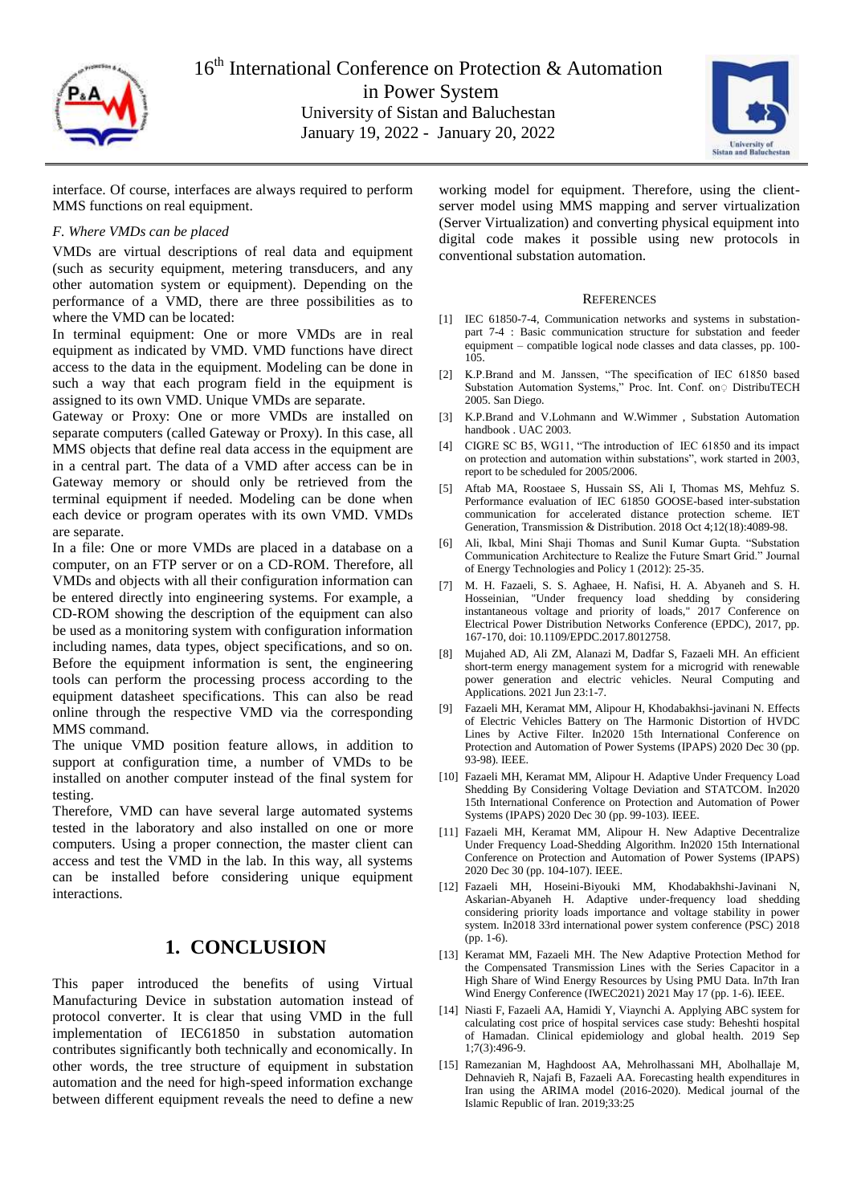interface. Of course, interfaces are always required to perform MMS functions on real equipment.

### *F. Where VMDs can be placed*

VMDs are virtual descriptions of real data and equipment (such as security equipment, metering transducers, and any other automation system or equipment). Depending on the performance of a VMD, there are three possibilities as to where the VMD can be located:

In terminal equipment: One or more VMDs are in real equipment as indicated by VMD. VMD functions have direct access to the data in the equipment. Modeling can be done in such a way that each program field in the equipment is assigned to its own VMD. Unique VMDs are separate.

Gateway or Proxy: One or more VMDs are installed on separate computers (called Gateway or Proxy). In this case, all MMS objects that define real data access in the equipment are in a central part. The data of a VMD after access can be in Gateway memory or should only be retrieved from the terminal equipment if needed. Modeling can be done when each device or program operates with its own VMD. VMDs are separate.

In a file: One or more VMDs are placed in a database on a computer, on an FTP server or on a CD-ROM. Therefore, all VMDs and objects with all their configuration information can be entered directly into engineering systems. For example, a CD-ROM showing the description of the equipment can also be used as a monitoring system with configuration information including names, data types, object specifications, and so on. Before the equipment information is sent, the engineering tools can perform the processing process according to the equipment datasheet specifications. This can also be read online through the respective VMD via the corresponding MMS command.

The unique VMD position feature allows, in addition to support at configuration time, a number of VMDs to be installed on another computer instead of the final system for testing.

Therefore, VMD can have several large automated systems tested in the laboratory and also installed on one or more computers. Using a proper connection, the master client can access and test the VMD in the lab. In this way, all systems can be installed before considering unique equipment interactions.

## 1. CONCLUSION

This paper introduced the benefits of using Virtual Manufacturing Device in substation automation instead of protocol converter. It is clear that using VMD in the full implementation of IEC61850 in substation automation contributes significantly both technically and economically. In other words, the tree structure of equipment in substation automation and the need for high-speed information exchange between different equipment reveals the need to define a new working model for equipment. Therefore, using the client-server model using MMS mapping and server virtualization (Server Virtualization) and converting physical equipment into digital code makes it possible using new protocols in conventional substation automation.

## REFERENCES

[1] IEC 61850-7-4, Communication networks and systems in substation-part 7-4 : Basic communication structure for substation and feeder equipment – compatible logical node classes and data classes, pp. 100-105.

[2] K.P.Brand and M. Janssen, "The specification of IEC 61850 based Substation Automation Systems," Proc. Int. Conf. on DistribuTECH 2005. San Diego.

[3] K.P.Brand and V.Lohmann and W.Wimmer , Substation Automation handbook . UAC 2003.

[4] CIGRE SC B5, WG11, "The introduction of IEC 61850 and its impact on protection and automation within substations", work started in 2003, report to be scheduled for 2005/2006.

[5] Aftab MA, Roostaee S, Hussain SS, Ali I, Thomas MS, Mehfuz S. Performance evaluation of IEC 61850 GOOSE-based inter-substation communication for accelerated distance protection scheme. IET Generation, Transmission & Distribution. 2018 Oct 4;12(18):4089-98.

[6] Ali, Ikbal, Mini Shaji Thomas and Sunil Kumar Gupta. "Substation Communication Architecture to Realize the Future Smart Grid." Journal of Energy Technologies and Policy 1 (2012): 25-35.

[7] M. H. Fazaeli, S. S. Aghaee, H. Nafisi, H. A. Abyaneh and S. H. Hosseinian, "Under frequency load shedding by considering instantaneous voltage and priority of loads," 2017 Conference on Electrical Power Distribution Networks Conference (EPDC), 2017, pp. 167-170, doi: 10.1109/EPDC.2017.8012758.

[8] Mujahed AD, Ali ZM, Alanazi M, Dadfar S, Fazaeli MH. An efficient short-term energy management system for a microgrid with renewable power generation and electric vehicles. Neural Computing and Applications. 2021 Jun 23:1-7.

[9] Fazaeli MH, Keramat MM, Alipour H, Khodabakhsi-javinani N. Effects of Electric Vehicles Battery on The Harmonic Distortion of HVDC Lines by Active Filter. In2020 15th International Conference on Protection and Automation of Power Systems (IPAPS) 2020 Dec 30 (pp. 93-98). IEEE.

[10] Fazaeli MH, Keramat MM, Alipour H. Adaptive Under Frequency Load Shedding By Considering Voltage Deviation and STATCOM. In2020 15th International Conference on Protection and Automation of Power Systems (IPAPS) 2020 Dec 30 (pp. 99-103). IEEE.

[11] Fazaeli MH, Keramat MM, Alipour H. New Adaptive Decentralize Under Frequency Load-Shedding Algorithm. In2020 15th International Conference on Protection and Automation of Power Systems (IPAPS) 2020 Dec 30 (pp. 104-107). IEEE.

[12] Fazaeli MH, Hoseini-Biyouki MM, Khodabakhshi-Javinani N, Askarian-Abyaneh H. Adaptive under-frequency load shedding considering priority loads importance and voltage stability in power system. In2018 33rd international power system conference (PSC) 2018 (pp. 1-6).

[13] Keramat MM, Fazaeli MH. The New Adaptive Protection Method for the Compensated Transmission Lines with the Series Capacitor in a High Share of Wind Energy Resources by Using PMU Data. In7th Iran Wind Energy Conference (IWEC2021) 2021 May 17 (pp. 1-6). IEEE.

[14] Niasti F, Fazaeli AA, Hamidi Y, Viaynchi A. Applying ABC system for calculating cost price of hospital services case study: Beheshti hospital of Hamadan. Clinical epidemiology and global health. 2019 Sep 1;7(3):496-9.

[15] Ramezanian M, Haghdoost AA, Mehrolhassani MH, Abolhallaje M, Dehnavieh R, Najafi B, Fazaeli AA. Forecasting health expenditures in Iran using the ARIMA model (2016-2020). Medical journal of the Islamic Republic of Iran. 2019;33:25